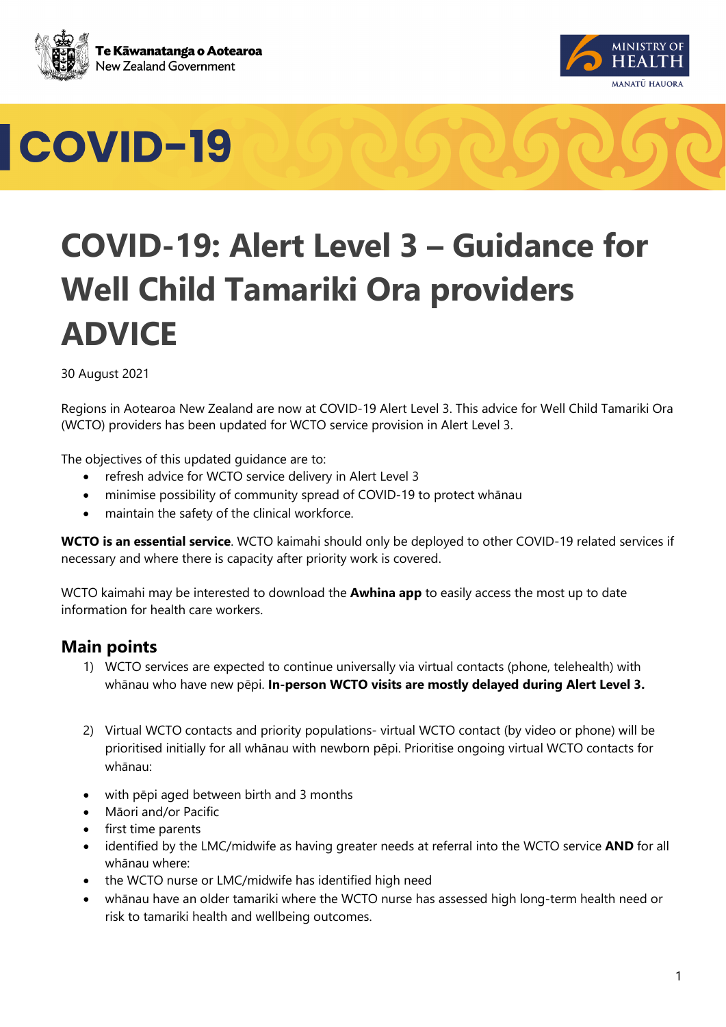# COVID-19

# COVID-19: Alert Level 3 – Guidance for Well Child Tamariki Ora providers ADVICE

30 August 2021

Regions in Aotearoa New Zealand are now at COVID-19 Alert Level 3. This advice for Well Child Tamariki Ora (WCTO) providers has been updated for WCTO service provision in Alert Level 3.

The objectives of this updated guidance are to:

- refresh advice for WCTO service delivery in Alert Level 3
- minimise possibility of community spread of COVID-19 to protect whānau
- maintain the safety of the clinical workforce.

**WCTO is an essential service**. WCTO kaimahi should only be deployed to other COVID-19 related services if necessary and where there is capacity after priority work is covered.

WCTO kaimahi may be interested to download the **Awhina app** to easily access the most up to date information for health care workers.

## Main points

1) WCTO services are expected to continue universally via virtual contacts (phone, telehealth) with whānau who have new pēpi. **In-person WCTO visits are mostly delayed during Alert Level 3.**

2) Virtual WCTO contacts and priority populations- virtual WCTO contact (by video or phone) will be prioritised initially for all whānau with newborn pēpi. Prioritise ongoing virtual WCTO contacts for whānau:

- with pēpi aged between birth and 3 months
- Māori and/or Pacific
- first time parents
- identified by the LMC/midwife as having greater needs at referral into the WCTO service **AND** for all whānau where:
- the WCTO nurse or LMC/midwife has identified high need
- whānau have an older tamariki where the WCTO nurse has assessed high long-term health need or risk to tamariki health and wellbeing outcomes.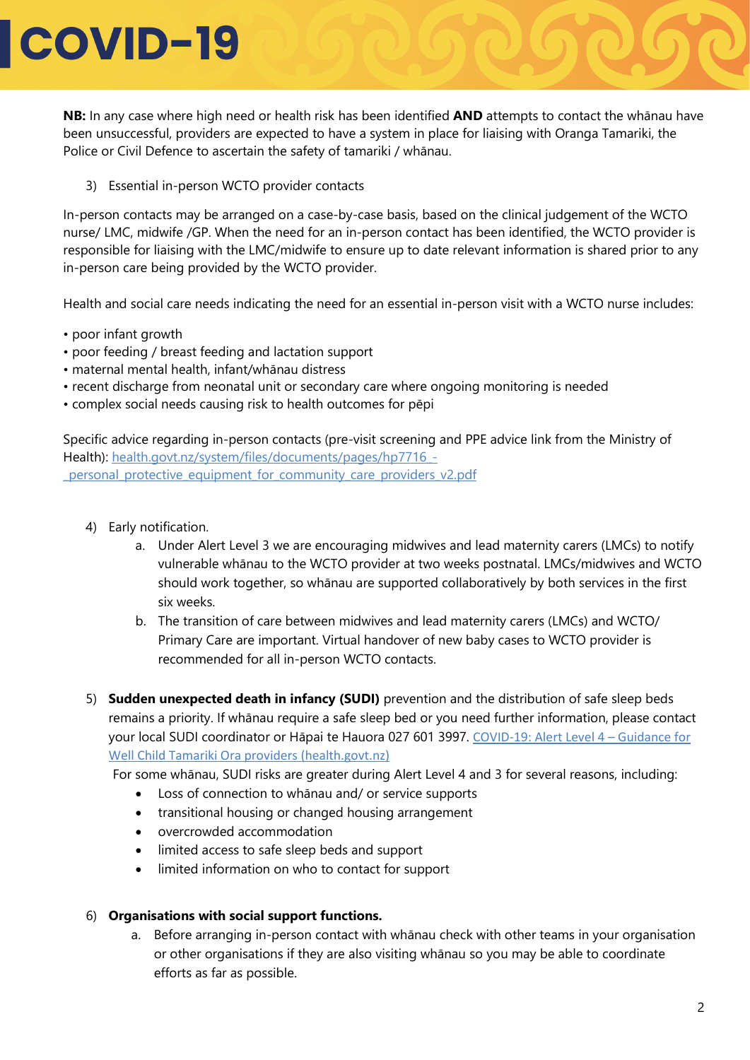**NB:** In any case where high need or health risk has been identified **AND** attempts to contact the whānau have been unsuccessful, providers are expected to have a system in place for liaising with Oranga Tamariki, the Police or Civil Defence to ascertain the safety of tamariki / whānau.

3) Essential in-person WCTO provider contacts

In-person contacts may be arranged on a case-by-case basis, based on the clinical judgement of the WCTO nurse/ LMC, midwife /GP. When the need for an in-person contact has been identified, the WCTO provider is responsible for liaising with the LMC/midwife to ensure up to date relevant information is shared prior to any in-person care being provided by the WCTO provider.

Health and social care needs indicating the need for an essential in-person visit with a WCTO nurse includes:

- poor infant growth
- poor feeding / breast feeding and lactation support
- maternal mental health, infant/whānau distress
- recent discharge from neonatal unit or secondary care where ongoing monitoring is needed
- complex social needs causing risk to health outcomes for pēpi

Specific advice regarding in-person contacts (pre-visit screening and PPE advice link from the Ministry of Health): health.govt.nz/system/files/documents/pages/hp7716_-_personal_protective_equipment_for_community_care_providers_v2.pdf

4) Early notification.
   a. Under Alert Level 3 we are encouraging midwives and lead maternity carers (LMCs) to notify vulnerable whānau to the WCTO provider at two weeks postnatal. LMCs/midwives and WCTO should work together, so whānau are supported collaboratively by both services in the first six weeks.
   b. The transition of care between midwives and lead maternity carers (LMCs) and WCTO/ Primary Care are important. Virtual handover of new baby cases to WCTO provider is recommended for all in-person WCTO contacts.

5) **Sudden unexpected death in infancy (SUDI)** prevention and the distribution of safe sleep beds remains a priority. If whānau require a safe sleep bed or you need further information, please contact your local SUDI coordinator or Hāpai te Hauora 027 601 3997. COVID-19: Alert Level 4 – Guidance for Well Child Tamariki Ora providers (health.govt.nz)

   For some whānau, SUDI risks are greater during Alert Level 4 and 3 for several reasons, including:
   - Loss of connection to whānau and/ or service supports
   - transitional housing or changed housing arrangement
   - overcrowded accommodation
   - limited access to safe sleep beds and support
   - limited information on who to contact for support

6) **Organisations with social support functions.**
   a. Before arranging in-person contact with whānau check with other teams in your organisation or other organisations if they are also visiting whānau so you may be able to coordinate efforts as far as possible.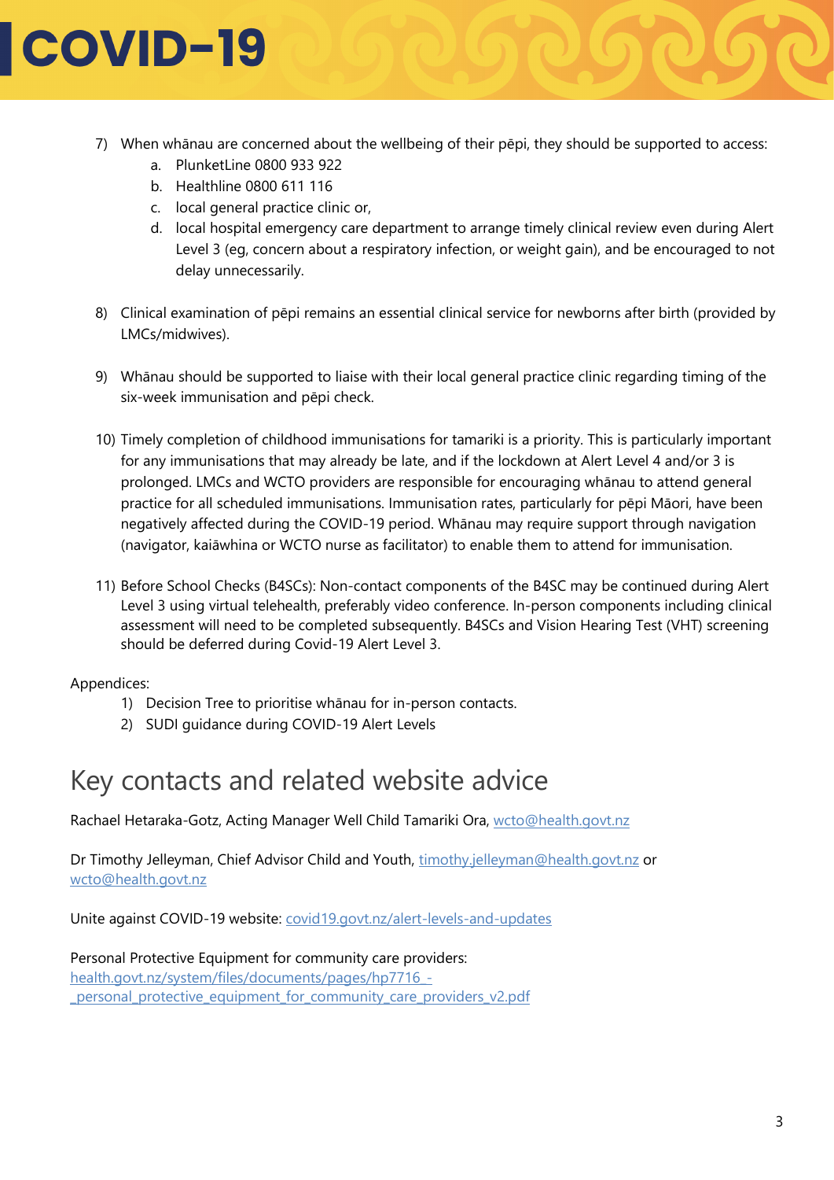7) When whānau are concerned about the wellbeing of their pēpi, they should be supported to access:
   a. PlunketLine 0800 933 922
   b. Healthline 0800 611 116
   c. local general practice clinic or,
   d. local hospital emergency care department to arrange timely clinical review even during Alert Level 3 (eg, concern about a respiratory infection, or weight gain), and be encouraged to not delay unnecessarily.

8) Clinical examination of pēpi remains an essential clinical service for newborns after birth (provided by LMCs/midwives).

9) Whānau should be supported to liaise with their local general practice clinic regarding timing of the six-week immunisation and pēpi check.

10) Timely completion of childhood immunisations for tamariki is a priority. This is particularly important for any immunisations that may already be late, and if the lockdown at Alert Level 4 and/or 3 is prolonged. LMCs and WCTO providers are responsible for encouraging whānau to attend general practice for all scheduled immunisations. Immunisation rates, particularly for pēpi Māori, have been negatively affected during the COVID-19 period. Whānau may require support through navigation (navigator, kaiāwhina or WCTO nurse as facilitator) to enable them to attend for immunisation.

11) Before School Checks (B4SCs): Non-contact components of the B4SC may be continued during Alert Level 3 using virtual telehealth, preferably video conference. In-person components including clinical assessment will need to be completed subsequently. B4SCs and Vision Hearing Test (VHT) screening should be deferred during Covid-19 Alert Level 3.

Appendices:

1) Decision Tree to prioritise whānau for in-person contacts.
2) SUDI guidance during COVID-19 Alert Levels

# Key contacts and related website advice

Rachael Hetaraka-Gotz, Acting Manager Well Child Tamariki Ora, wcto@health.govt.nz

Dr Timothy Jelleyman, Chief Advisor Child and Youth, timothy.jelleyman@health.govt.nz or wcto@health.govt.nz

Unite against COVID-19 website: covid19.govt.nz/alert-levels-and-updates

Personal Protective Equipment for community care providers:
health.govt.nz/system/files/documents/pages/hp7716_-_personal_protective_equipment_for_community_care_providers_v2.pdf